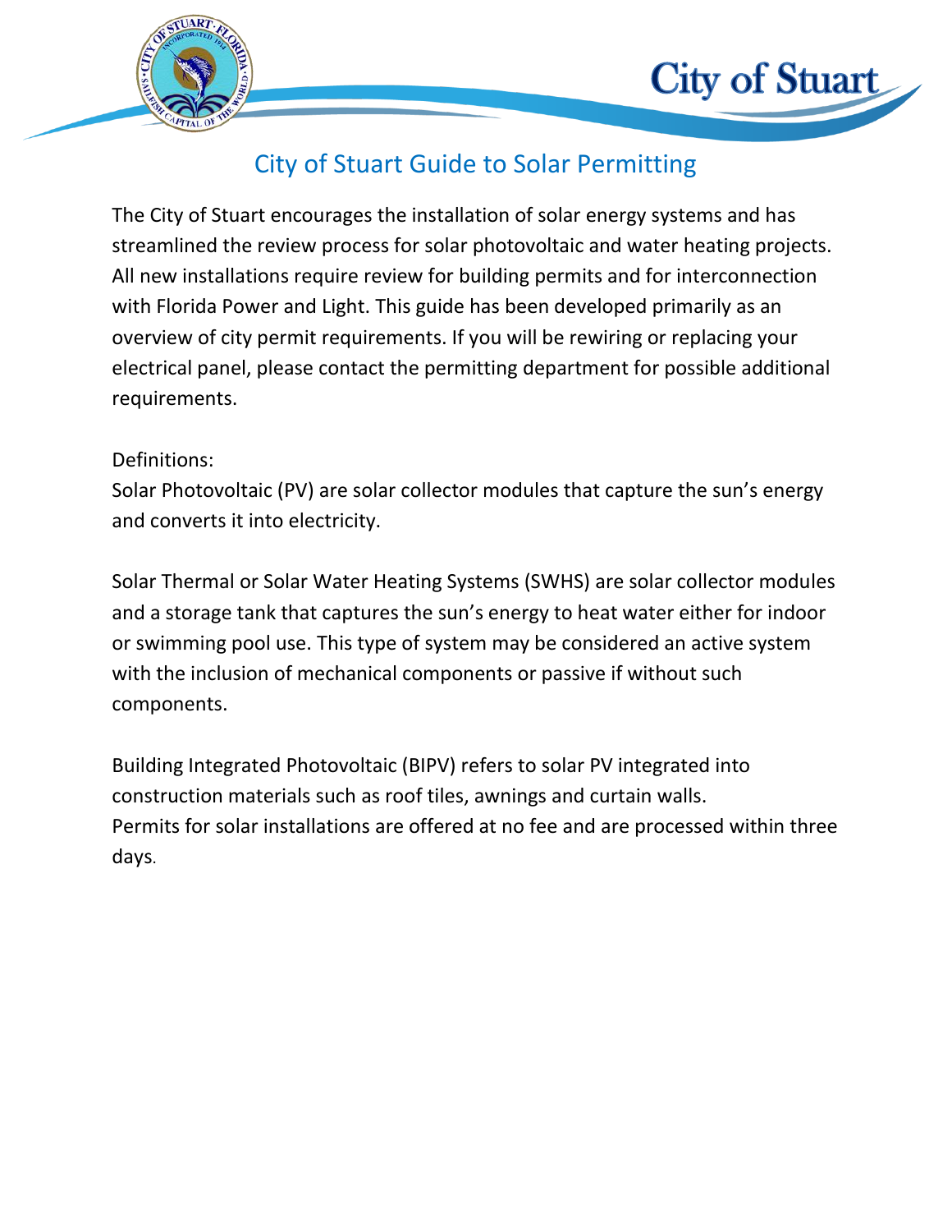# City of Stuart Guide to Solar Permitting

The City of Stuart encourages the installation of solar energy systems and has streamlined the review process for solar photovoltaic and water heating projects. All new installations require review for building permits and for interconnection with Florida Power and Light. This guide has been developed primarily as an overview of city permit requirements. If you will be rewiring or replacing your electrical panel, please contact the permitting department for possible additional requirements.

Definitions:

Solar Photovoltaic (PV) are solar collector modules that capture the sun's energy and converts it into electricity.

Solar Thermal or Solar Water Heating Systems (SWHS) are solar collector modules and a storage tank that captures the sun's energy to heat water either for indoor or swimming pool use. This type of system may be considered an active system with the inclusion of mechanical components or passive if without such components.

Building Integrated Photovoltaic (BIPV) refers to solar PV integrated into construction materials such as roof tiles, awnings and curtain walls.

Permits for solar installations are offered at no fee and are processed within three days.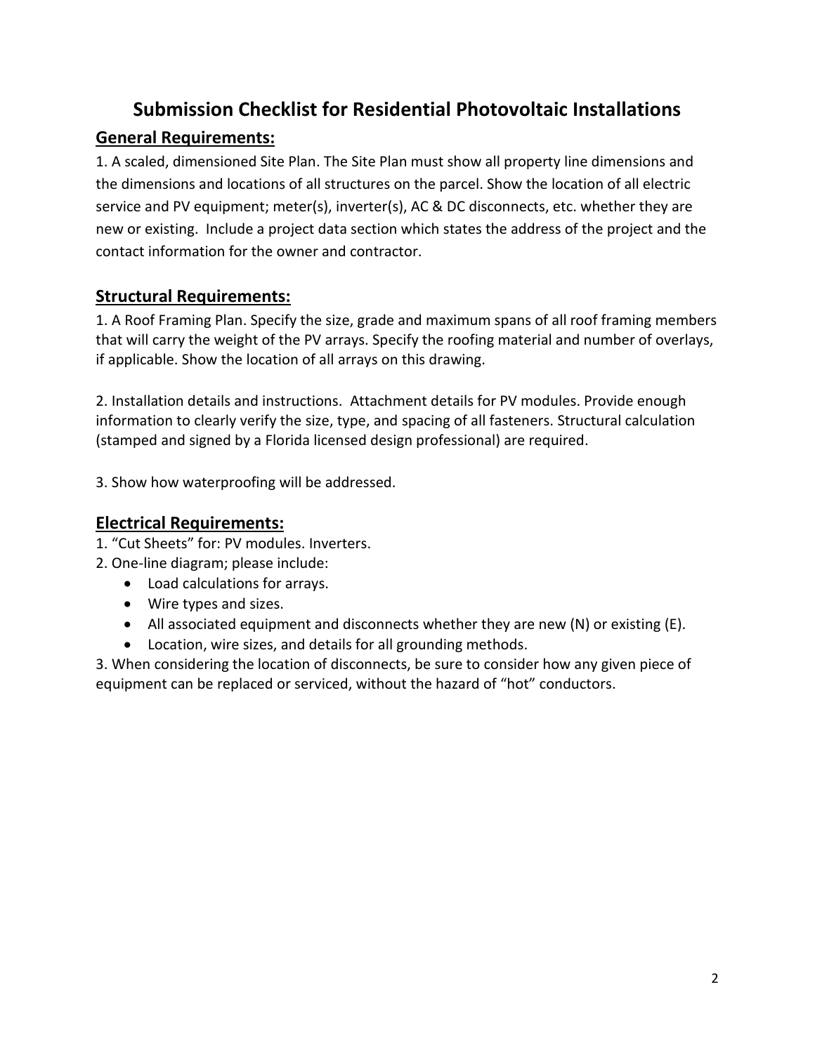# Submission Checklist for Residential Photovoltaic Installations

## General Requirements:

1. A scaled, dimensioned Site Plan. The Site Plan must show all property line dimensions and the dimensions and locations of all structures on the parcel. Show the location of all electric service and PV equipment; meter(s), inverter(s), AC & DC disconnects, etc. whether they are new or existing. Include a project data section which states the address of the project and the contact information for the owner and contractor.

## Structural Requirements:

1. A Roof Framing Plan. Specify the size, grade and maximum spans of all roof framing members that will carry the weight of the PV arrays. Specify the roofing material and number of overlays, if applicable. Show the location of all arrays on this drawing.

2. Installation details and instructions. Attachment details for PV modules. Provide enough information to clearly verify the size, type, and spacing of all fasteners. Structural calculation (stamped and signed by a Florida licensed design professional) are required.

3. Show how waterproofing will be addressed.

## Electrical Requirements:

1. "Cut Sheets" for: PV modules. Inverters.
2. One-line diagram; please include:
   - Load calculations for arrays.
   - Wire types and sizes.
   - All associated equipment and disconnects whether they are new (N) or existing (E).
   - Location, wire sizes, and details for all grounding methods.
3. When considering the location of disconnects, be sure to consider how any given piece of equipment can be replaced or serviced, without the hazard of "hot" conductors.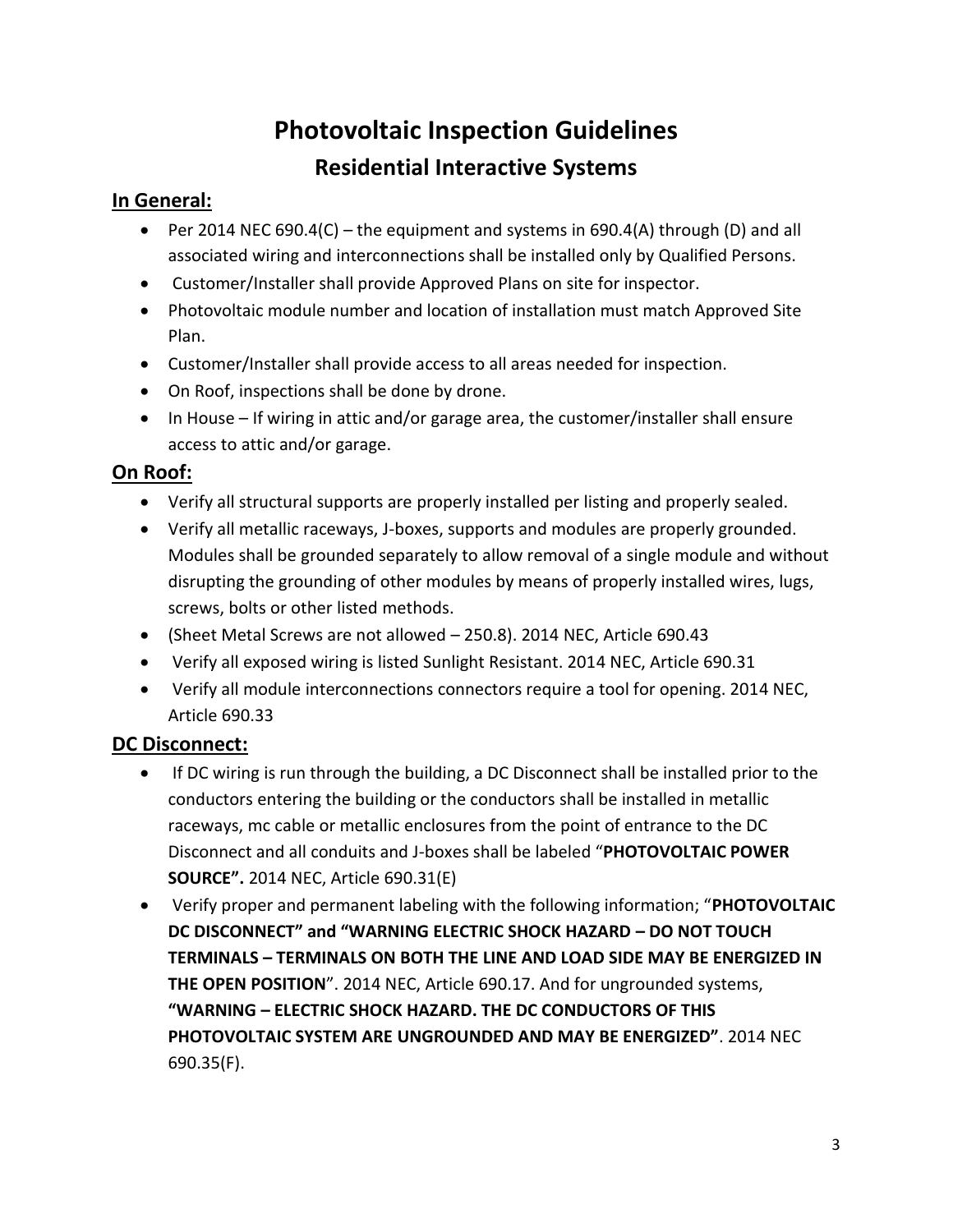# Photovoltaic Inspection Guidelines

## Residential Interactive Systems

### In General:

- Per 2014 NEC 690.4(C) – the equipment and systems in 690.4(A) through (D) and all associated wiring and interconnections shall be installed only by Qualified Persons.
- Customer/Installer shall provide Approved Plans on site for inspector.
- Photovoltaic module number and location of installation must match Approved Site Plan.
- Customer/Installer shall provide access to all areas needed for inspection.
- On Roof, inspections shall be done by drone.
- In House – If wiring in attic and/or garage area, the customer/installer shall ensure access to attic and/or garage.

### On Roof:

- Verify all structural supports are properly installed per listing and properly sealed.
- Verify all metallic raceways, J-boxes, supports and modules are properly grounded. Modules shall be grounded separately to allow removal of a single module and without disrupting the grounding of other modules by means of properly installed wires, lugs, screws, bolts or other listed methods.
- (Sheet Metal Screws are not allowed – 250.8). 2014 NEC, Article 690.43
- Verify all exposed wiring is listed Sunlight Resistant. 2014 NEC, Article 690.31
- Verify all module interconnections connectors require a tool for opening. 2014 NEC, Article 690.33

### DC Disconnect:

- If DC wiring is run through the building, a DC Disconnect shall be installed prior to the conductors entering the building or the conductors shall be installed in metallic raceways, mc cable or metallic enclosures from the point of entrance to the DC Disconnect and all conduits and J-boxes shall be labeled "**PHOTOVOLTAIC POWER SOURCE".** 2014 NEC, Article 690.31(E)
- Verify proper and permanent labeling with the following information; "**PHOTOVOLTAIC DC DISCONNECT" and "WARNING ELECTRIC SHOCK HAZARD – DO NOT TOUCH TERMINALS – TERMINALS ON BOTH THE LINE AND LOAD SIDE MAY BE ENERGIZED IN THE OPEN POSITION**". 2014 NEC, Article 690.17. And for ungrounded systems, **"WARNING – ELECTRIC SHOCK HAZARD. THE DC CONDUCTORS OF THIS PHOTOVOLTAIC SYSTEM ARE UNGROUNDED AND MAY BE ENERGIZED"**. 2014 NEC 690.35(F).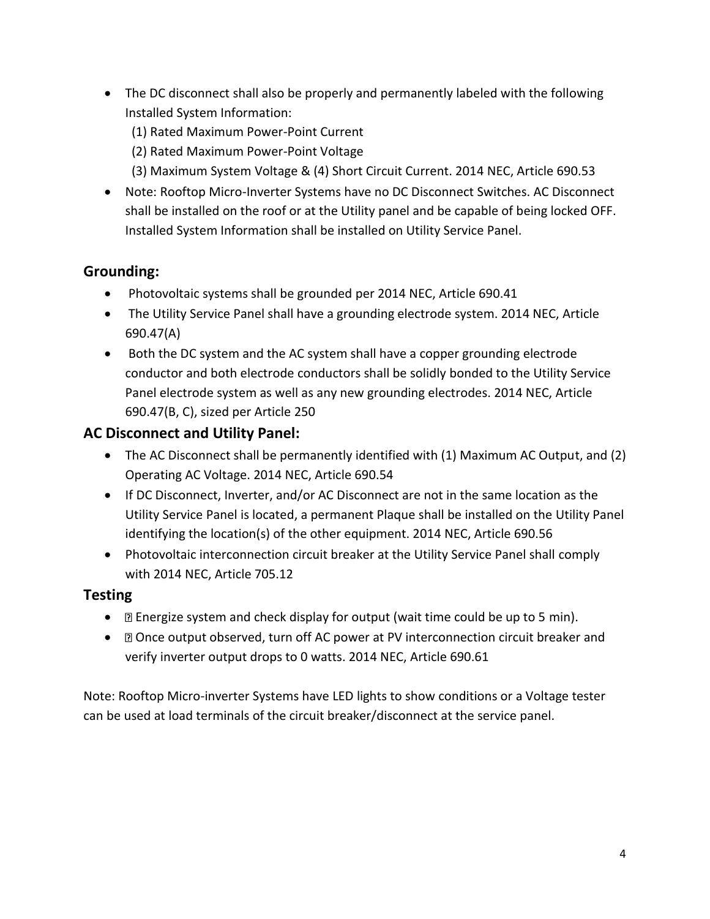- The DC disconnect shall also be properly and permanently labeled with the following Installed System Information:
  (1) Rated Maximum Power-Point Current
  (2) Rated Maximum Power-Point Voltage
  (3) Maximum System Voltage & (4) Short Circuit Current. 2014 NEC, Article 690.53
- Note: Rooftop Micro-Inverter Systems have no DC Disconnect Switches. AC Disconnect shall be installed on the roof or at the Utility panel and be capable of being locked OFF. Installed System Information shall be installed on Utility Service Panel.

## Grounding:

- Photovoltaic systems shall be grounded per 2014 NEC, Article 690.41
- The Utility Service Panel shall have a grounding electrode system. 2014 NEC, Article 690.47(A)
- Both the DC system and the AC system shall have a copper grounding electrode conductor and both electrode conductors shall be solidly bonded to the Utility Service Panel electrode system as well as any new grounding electrodes. 2014 NEC, Article 690.47(B, C), sized per Article 250

## AC Disconnect and Utility Panel:

- The AC Disconnect shall be permanently identified with (1) Maximum AC Output, and (2) Operating AC Voltage. 2014 NEC, Article 690.54
- If DC Disconnect, Inverter, and/or AC Disconnect are not in the same location as the Utility Service Panel is located, a permanent Plaque shall be installed on the Utility Panel identifying the location(s) of the other equipment. 2014 NEC, Article 690.56
- Photovoltaic interconnection circuit breaker at the Utility Service Panel shall comply with 2014 NEC, Article 705.12

## Testing

- Energize system and check display for output (wait time could be up to 5 min).
- Once output observed, turn off AC power at PV interconnection circuit breaker and verify inverter output drops to 0 watts. 2014 NEC, Article 690.61

Note: Rooftop Micro-inverter Systems have LED lights to show conditions or a Voltage tester can be used at load terminals of the circuit breaker/disconnect at the service panel.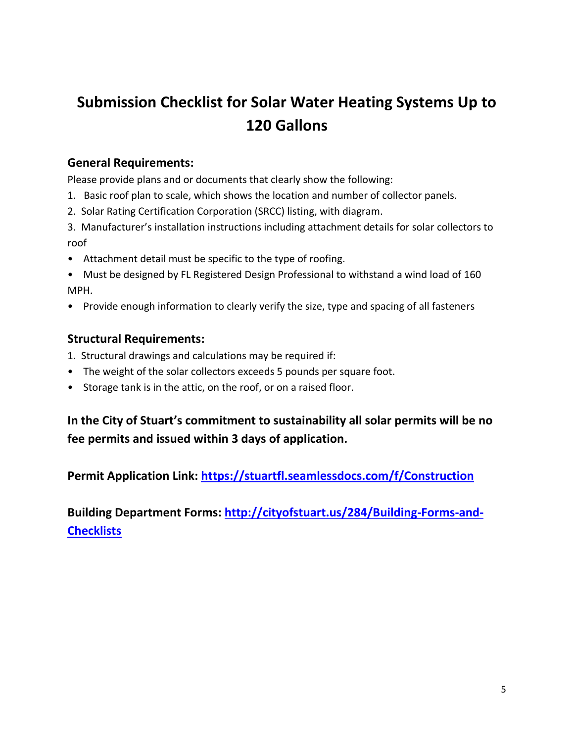# Submission Checklist for Solar Water Heating Systems Up to 120 Gallons

## General Requirements:

Please provide plans and or documents that clearly show the following:

1. Basic roof plan to scale, which shows the location and number of collector panels.
2. Solar Rating Certification Corporation (SRCC) listing, with diagram.
3. Manufacturer's installation instructions including attachment details for solar collectors to roof

- Attachment detail must be specific to the type of roofing.
- Must be designed by FL Registered Design Professional to withstand a wind load of 160 MPH.
- Provide enough information to clearly verify the size, type and spacing of all fasteners

## Structural Requirements:

1. Structural drawings and calculations may be required if:

- The weight of the solar collectors exceeds 5 pounds per square foot.
- Storage tank is in the attic, on the roof, or on a raised floor.

**In the City of Stuart's commitment to sustainability all solar permits will be no fee permits and issued within 3 days of application.**

**Permit Application Link: [https://stuartfl.seamlessdocs.com/f/Construction](https://stuartfl.seamlessdocs.com/f/Construction)**

**Building Department Forms: [http://cityofstuart.us/284/Building-Forms-and-Checklists](http://cityofstuart.us/284/Building-Forms-and-Checklists)**